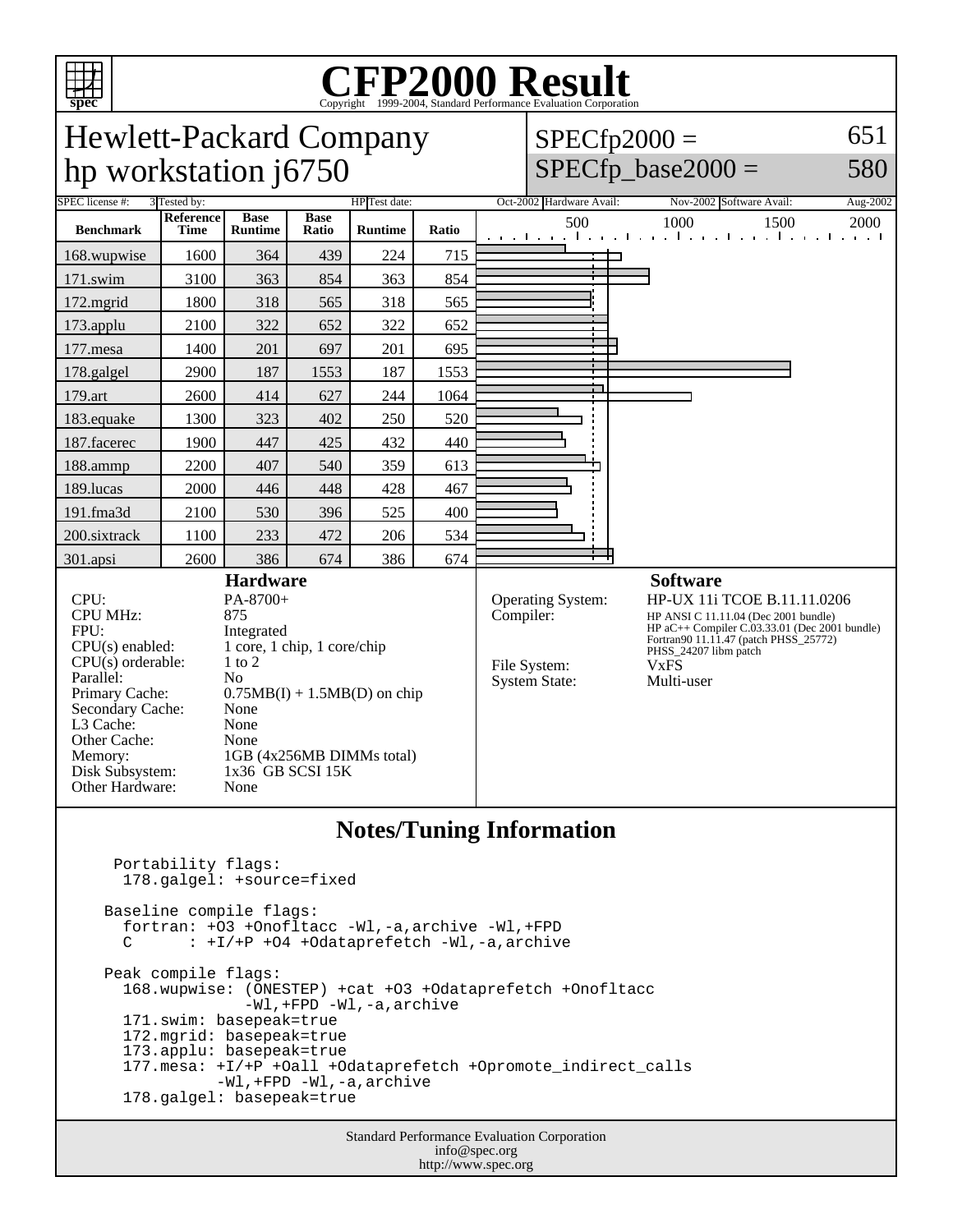# CFP2000 Result

Copyright 1999-2004, Standard Performance Evaluation Corporation

## Hewlett-Packard Company
## hp workstation j6750

SPECfp2000 = 651
SPECfp_base2000 = 580

| SPEC license #: | 3 | Tested by: | HP | Test date: | Oct-2002 | Hardware Avail: | Nov-2002 | Software Avail: | Aug-2002 |
|---|---|---|---|---|---|---|---|---|---|

| Benchmark | Reference Time | Base Runtime | Base Ratio | Runtime | Ratio |
|---|---|---|---|---|---|
| 168.wupwise | 1600 | 364 | 439 | 224 | 715 |
| 171.swim | 3100 | 363 | 854 | 363 | 854 |
| 172.mgrid | 1800 | 318 | 565 | 318 | 565 |
| 173.applu | 2100 | 322 | 652 | 322 | 652 |
| 177.mesa | 1400 | 201 | 697 | 201 | 695 |
| 178.galgel | 2900 | 187 | 1553 | 187 | 1553 |
| 179.art | 2600 | 414 | 627 | 244 | 1064 |
| 183.equake | 1300 | 323 | 402 | 250 | 520 |
| 187.facerec | 1900 | 447 | 425 | 432 | 440 |
| 188.ammp | 2200 | 407 | 540 | 359 | 613 |
| 189.lucas | 2000 | 446 | 448 | 428 | 467 |
| 191.fma3d | 2100 | 530 | 396 | 525 | 400 |
| 200.sixtrack | 1100 | 233 | 472 | 206 | 534 |
| 301.apsi | 2600 | 386 | 674 | 386 | 674 |

### Hardware

| | |
|---|---|
| CPU: | PA-8700+ |
| CPU MHz: | 875 |
| FPU: | Integrated |
| CPU(s) enabled: | 1 core, 1 chip, 1 core/chip |
| CPU(s) orderable: | 1 to 2 |
| Parallel: | No |
| Primary Cache: | 0.75MB(I) + 1.5MB(D) on chip |
| Secondary Cache: | None |
| L3 Cache: | None |
| Other Cache: | None |
| Memory: | 1GB (4x256MB DIMMs total) |
| Disk Subsystem: | 1x36 GB SCSI 15K |
| Other Hardware: | None |

### Software

| | |
|---|---|
| Operating System: | HP-UX 11i TCOE B.11.11.0206 |
| Compiler: | HP ANSI C 11.11.04 (Dec 2001 bundle)<br>HP aC++ Compiler C.03.33.01 (Dec 2001 bundle)<br>Fortran90 11.11.47 (patch PHSS_25772)<br>PHSS_24207 libm patch |
| File System: | VxFS |
| System State: | Multi-user |

### Notes/Tuning Information

```
 Portability flags:
  178.galgel: +source=fixed

Baseline compile flags:
  fortran: +O3 +Onofltacc -Wl,-a,archive -Wl,+FPD
  C      : +I/+P +O4 +Odataprefetch -Wl,-a,archive

Peak compile flags:
  168.wupwise: (ONESTEP) +cat +O3 +Odataprefetch +Onofltacc
               -Wl,+FPD -Wl,-a,archive
  171.swim: basepeak=true
  172.mgrid: basepeak=true
  173.applu: basepeak=true
  177.mesa: +I/+P +Oall +Odataprefetch +Opromote_indirect_calls
            -Wl,+FPD -Wl,-a,archive
  178.galgel: basepeak=true
```

Standard Performance Evaluation Corporation
info@spec.org
http://www.spec.org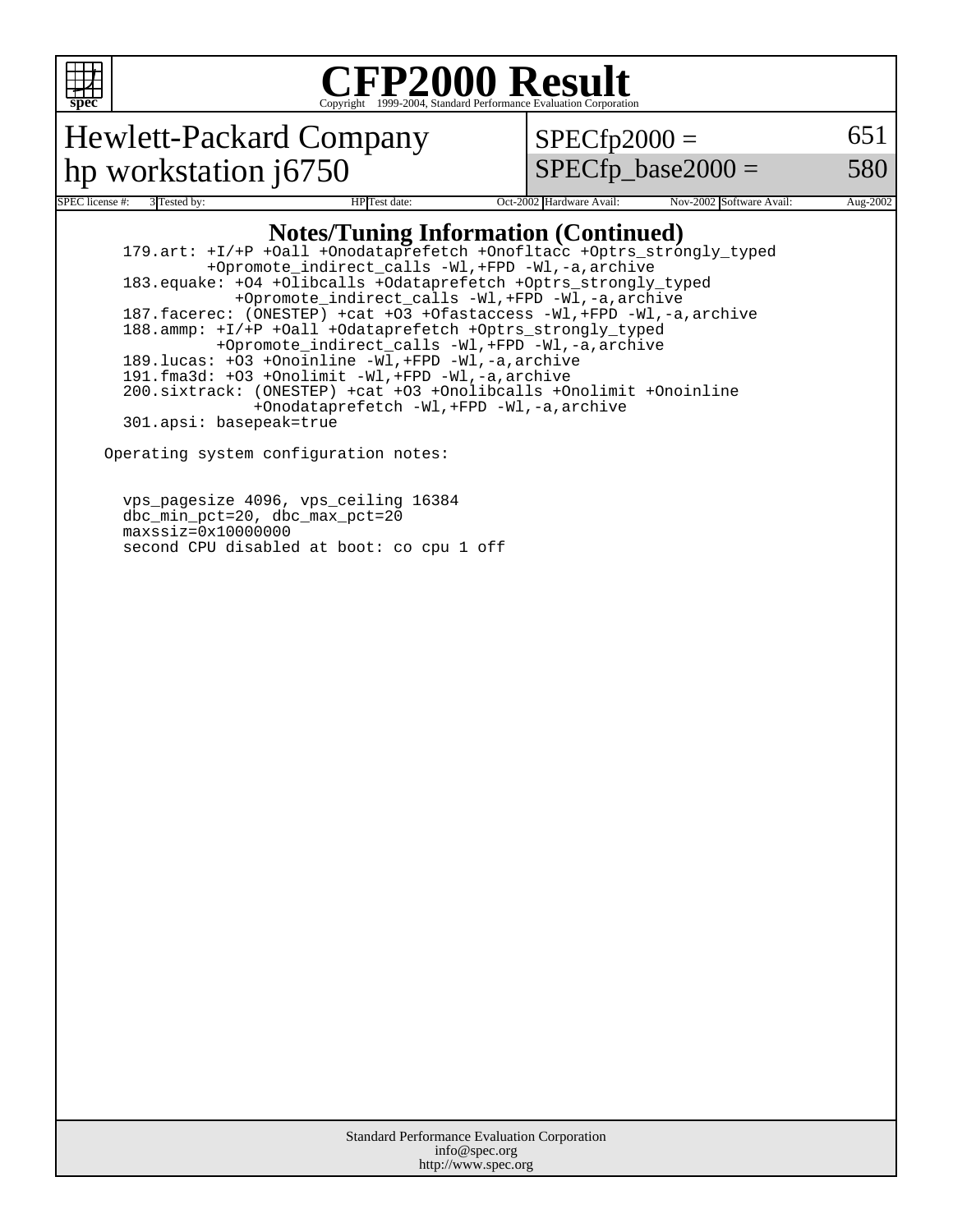# CFP2000 Result

Copyright 1999-2004, Standard Performance Evaluation Corporation

## Hewlett-Packard Company
## hp workstation j6750

SPECfp2000 = 651

SPECfp_base2000 = 580

| SPEC license #: | 3 | Tested by: | HP | Test date: | Oct-2002 | Hardware Avail: | Nov-2002 | Software Avail: | Aug-2002 |
|---|---|---|---|---|---|---|---|---|---|

### Notes/Tuning Information (Continued)

```
  179.art: +I/+P +Oall +Onodataprefetch +Onofltacc +Optrs_strongly_typed
           +Opromote_indirect_calls -Wl,+FPD -Wl,-a,archive
  183.equake: +O4 +Olibcalls +Odataprefetch +Optrs_strongly_typed
              +Opromote_indirect_calls -Wl,+FPD -Wl,-a,archive
  187.facerec: (ONESTEP) +cat +O3 +Ofastaccess -Wl,+FPD -Wl,-a,archive
  188.ammp: +I/+P +Oall +Odataprefetch +Optrs_strongly_typed
            +Opromote_indirect_calls -Wl,+FPD -Wl,-a,archive
  189.lucas: +O3 +Onoinline -Wl,+FPD -Wl,-a,archive
  191.fma3d: +O3 +Onolimit -Wl,+FPD -Wl,-a,archive
  200.sixtrack: (ONESTEP) +cat +O3 +Onolibcalls +Onolimit +Onoinline
                +Onodataprefetch -Wl,+FPD -Wl,-a,archive
  301.apsi: basepeak=true

Operating system configuration notes:


  vps_pagesize 4096, vps_ceiling 16384
  dbc_min_pct=20, dbc_max_pct=20
  maxssiz=0x10000000
  second CPU disabled at boot: co cpu 1 off
```

Standard Performance Evaluation Corporation
info@spec.org
http://www.spec.org